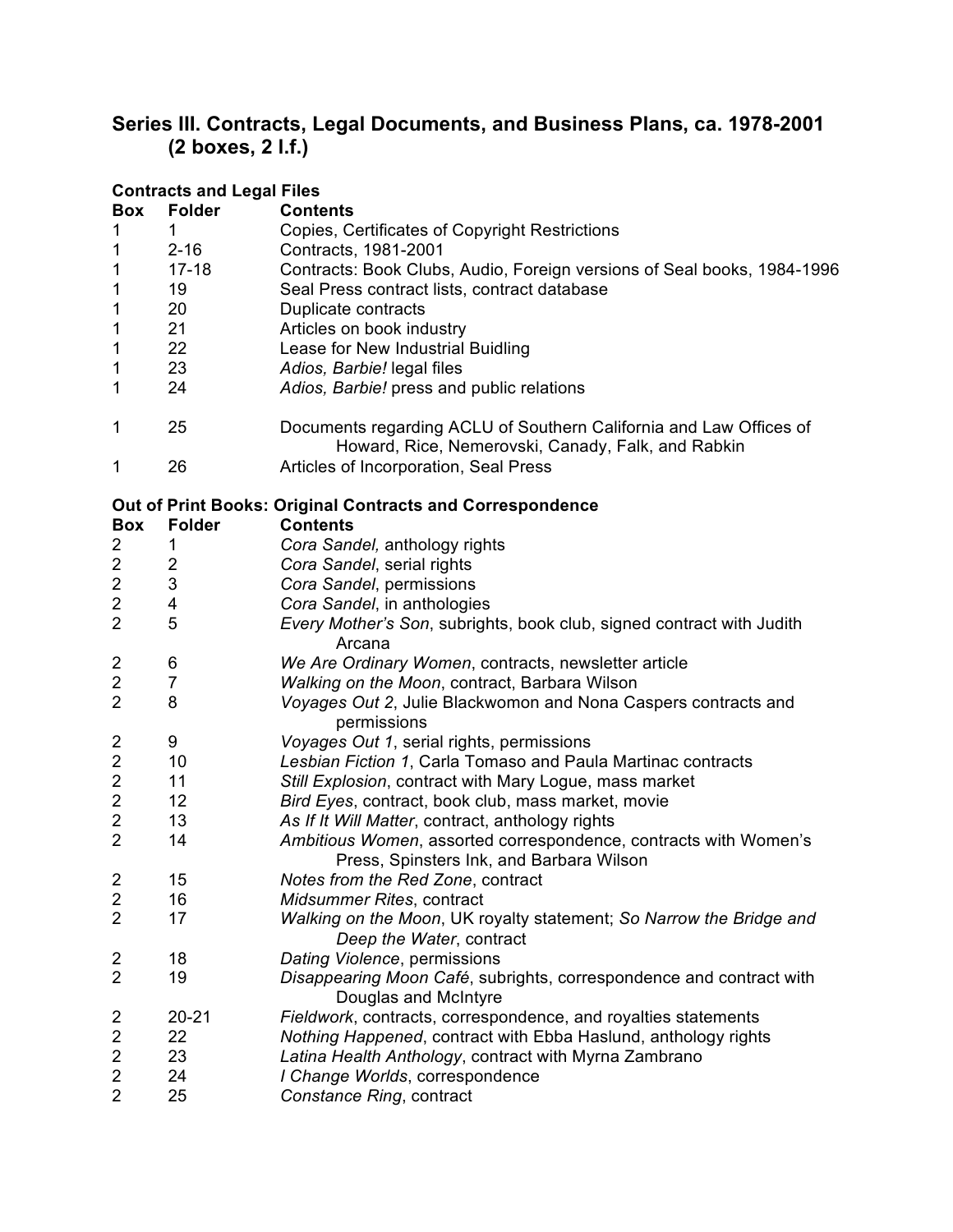## Series III. Contracts, Legal Documents, and Business Plans, ca. 1978-2001 (2 boxes, 2 l.f.)

### Contracts and Legal Files

| Box | Folder | Contents |
|---|---|---|
| 1 | 1 | Copies, Certificates of Copyright Restrictions |
| 1 | 2-16 | Contracts, 1981-2001 |
| 1 | 17-18 | Contracts: Book Clubs, Audio, Foreign versions of Seal books, 1984-1996 |
| 1 | 19 | Seal Press contract lists, contract database |
| 1 | 20 | Duplicate contracts |
| 1 | 21 | Articles on book industry |
| 1 | 22 | Lease for New Industrial Buidling |
| 1 | 23 | *Adios, Barbie!* legal files |
| 1 | 24 | *Adios, Barbie!* press and public relations |
| 1 | 25 | Documents regarding ACLU of Southern California and Law Offices of Howard, Rice, Nemerovski, Canady, Falk, and Rabkin |
| 1 | 26 | Articles of Incorporation, Seal Press |

### Out of Print Books: Original Contracts and Correspondence

| Box | Folder | Contents |
|---|---|---|
| 2 | 1 | *Cora Sandel,* anthology rights |
| 2 | 2 | *Cora Sandel*, serial rights |
| 2 | 3 | *Cora Sandel*, permissions |
| 2 | 4 | *Cora Sandel*, in anthologies |
| 2 | 5 | *Every Mother's Son*, subrights, book club, signed contract with Judith Arcana |
| 2 | 6 | *We Are Ordinary Women*, contracts, newsletter article |
| 2 | 7 | *Walking on the Moon*, contract, Barbara Wilson |
| 2 | 8 | *Voyages Out 2*, Julie Blackwomon and Nona Caspers contracts and permissions |
| 2 | 9 | *Voyages Out 1*, serial rights, permissions |
| 2 | 10 | *Lesbian Fiction 1*, Carla Tomaso and Paula Martinac contracts |
| 2 | 11 | *Still Explosion*, contract with Mary Logue, mass market |
| 2 | 12 | *Bird Eyes*, contract, book club, mass market, movie |
| 2 | 13 | *As If It Will Matter*, contract, anthology rights |
| 2 | 14 | *Ambitious Women*, assorted correspondence, contracts with Women's Press, Spinsters Ink, and Barbara Wilson |
| 2 | 15 | *Notes from the Red Zone*, contract |
| 2 | 16 | *Midsummer Rites*, contract |
| 2 | 17 | *Walking on the Moon*, UK royalty statement; *So Narrow the Bridge and Deep the Water*, contract |
| 2 | 18 | *Dating Violence*, permissions |
| 2 | 19 | *Disappearing Moon Café*, subrights, correspondence and contract with Douglas and McIntyre |
| 2 | 20-21 | *Fieldwork*, contracts, correspondence, and royalties statements |
| 2 | 22 | *Nothing Happened*, contract with Ebba Haslund, anthology rights |
| 2 | 23 | *Latina Health Anthology*, contract with Myrna Zambrano |
| 2 | 24 | *I Change Worlds*, correspondence |
| 2 | 25 | *Constance Ring*, contract |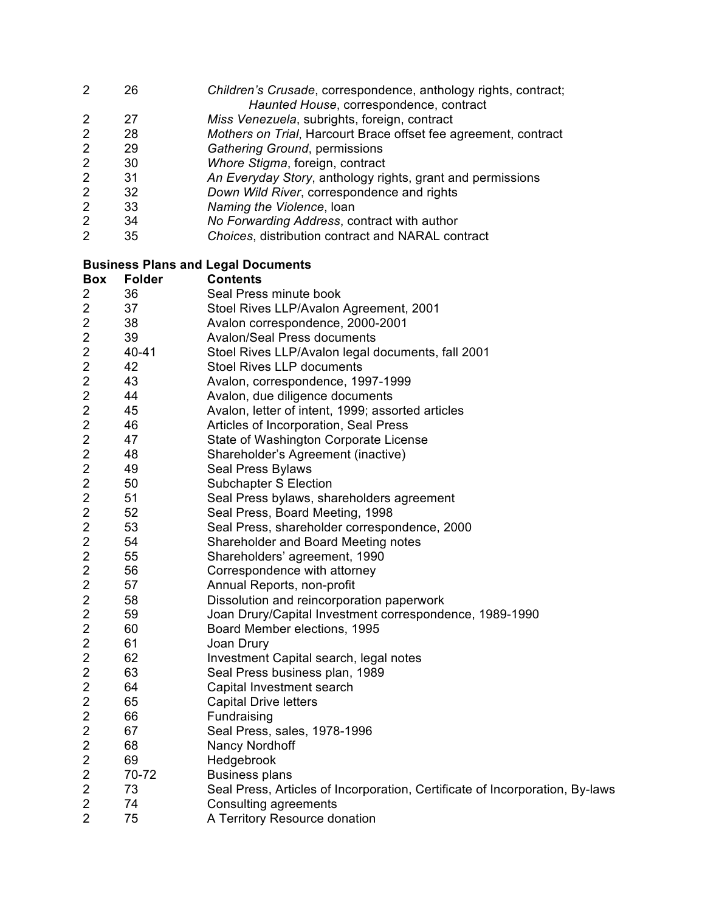| | | |
|---|---|---|
| 2 | 26 | *Children's Crusade*, correspondence, anthology rights, contract; *Haunted House*, correspondence, contract |
| 2 | 27 | *Miss Venezuela*, subrights, foreign, contract |
| 2 | 28 | *Mothers on Trial*, Harcourt Brace offset fee agreement, contract |
| 2 | 29 | *Gathering Ground*, permissions |
| 2 | 30 | *Whore Stigma*, foreign, contract |
| 2 | 31 | *An Everyday Story*, anthology rights, grant and permissions |
| 2 | 32 | *Down Wild River*, correspondence and rights |
| 2 | 33 | *Naming the Violence*, loan |
| 2 | 34 | *No Forwarding Address*, contract with author |
| 2 | 35 | *Choices*, distribution contract and NARAL contract |

**Business Plans and Legal Documents**

| Box | Folder | Contents |
|---|---|---|
| 2 | 36 | Seal Press minute book |
| 2 | 37 | Stoel Rives LLP/Avalon Agreement, 2001 |
| 2 | 38 | Avalon correspondence, 2000-2001 |
| 2 | 39 | Avalon/Seal Press documents |
| 2 | 40-41 | Stoel Rives LLP/Avalon legal documents, fall 2001 |
| 2 | 42 | Stoel Rives LLP documents |
| 2 | 43 | Avalon, correspondence, 1997-1999 |
| 2 | 44 | Avalon, due diligence documents |
| 2 | 45 | Avalon, letter of intent, 1999; assorted articles |
| 2 | 46 | Articles of Incorporation, Seal Press |
| 2 | 47 | State of Washington Corporate License |
| 2 | 48 | Shareholder's Agreement (inactive) |
| 2 | 49 | Seal Press Bylaws |
| 2 | 50 | Subchapter S Election |
| 2 | 51 | Seal Press bylaws, shareholders agreement |
| 2 | 52 | Seal Press, Board Meeting, 1998 |
| 2 | 53 | Seal Press, shareholder correspondence, 2000 |
| 2 | 54 | Shareholder and Board Meeting notes |
| 2 | 55 | Shareholders' agreement, 1990 |
| 2 | 56 | Correspondence with attorney |
| 2 | 57 | Annual Reports, non-profit |
| 2 | 58 | Dissolution and reincorporation paperwork |
| 2 | 59 | Joan Drury/Capital Investment correspondence, 1989-1990 |
| 2 | 60 | Board Member elections, 1995 |
| 2 | 61 | Joan Drury |
| 2 | 62 | Investment Capital search, legal notes |
| 2 | 63 | Seal Press business plan, 1989 |
| 2 | 64 | Capital Investment search |
| 2 | 65 | Capital Drive letters |
| 2 | 66 | Fundraising |
| 2 | 67 | Seal Press, sales, 1978-1996 |
| 2 | 68 | Nancy Nordhoff |
| 2 | 69 | Hedgebrook |
| 2 | 70-72 | Business plans |
| 2 | 73 | Seal Press, Articles of Incorporation, Certificate of Incorporation, By-laws |
| 2 | 74 | Consulting agreements |
| 2 | 75 | A Territory Resource donation |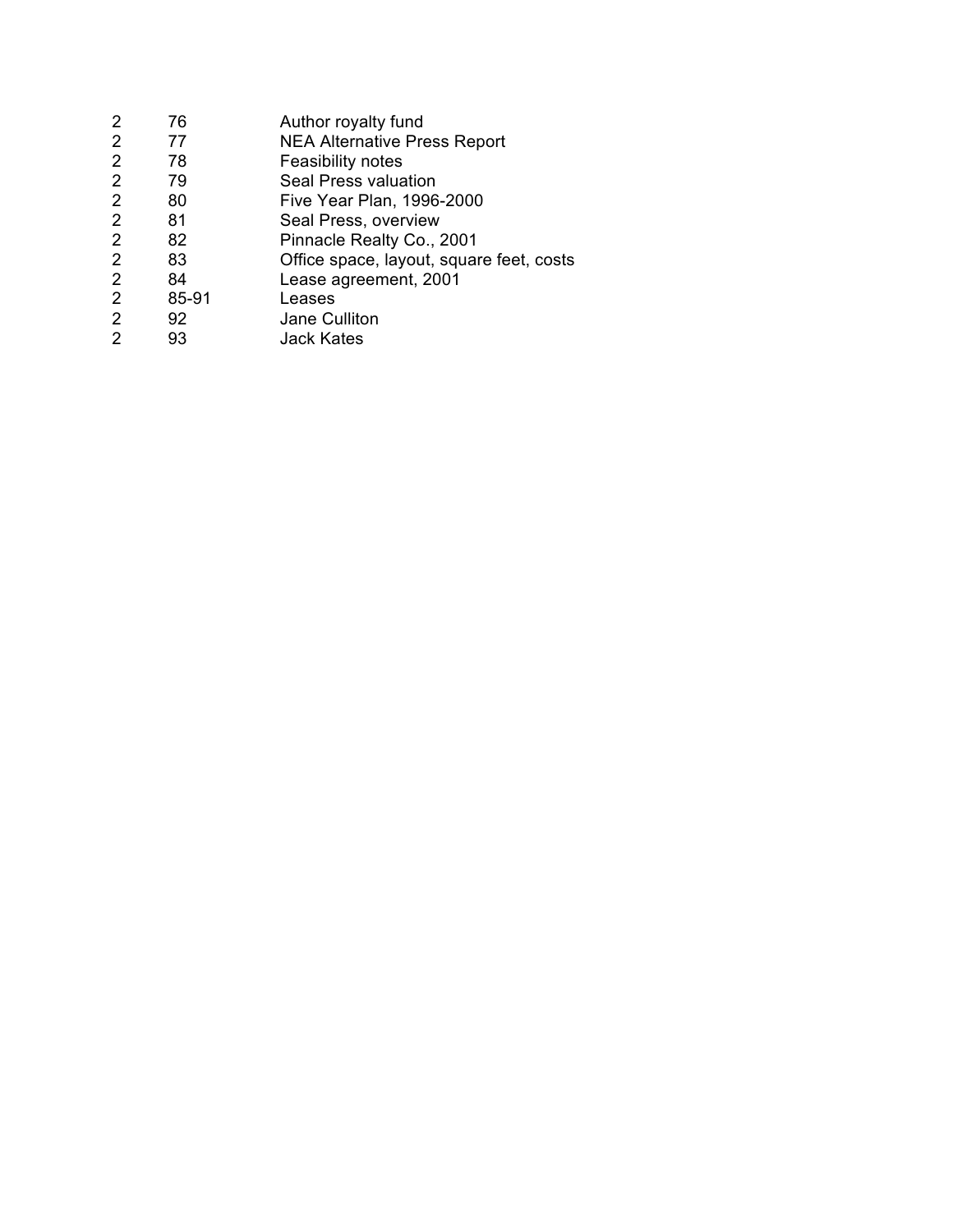| | | |
|---|---|---|
| 2 | 76 | Author royalty fund |
| 2 | 77 | NEA Alternative Press Report |
| 2 | 78 | Feasibility notes |
| 2 | 79 | Seal Press valuation |
| 2 | 80 | Five Year Plan, 1996-2000 |
| 2 | 81 | Seal Press, overview |
| 2 | 82 | Pinnacle Realty Co., 2001 |
| 2 | 83 | Office space, layout, square feet, costs |
| 2 | 84 | Lease agreement, 2001 |
| 2 | 85-91 | Leases |
| 2 | 92 | Jane Culliton |
| 2 | 93 | Jack Kates |